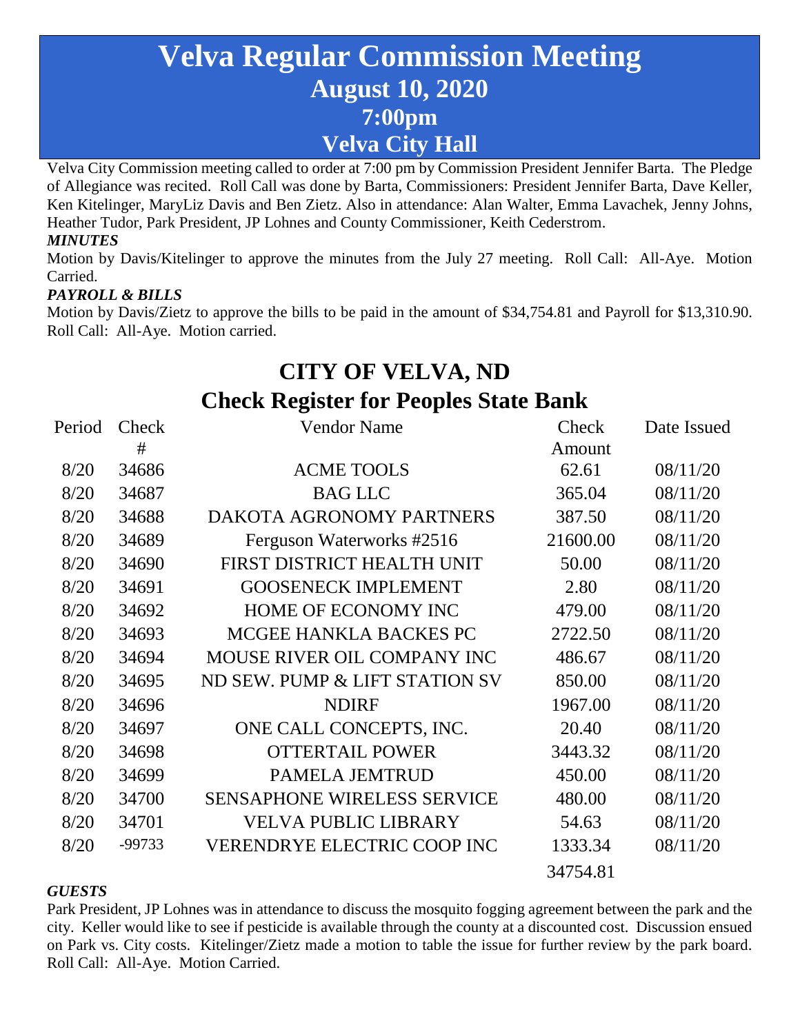# Velva Regular Commission Meeting
## August 10, 2020
## 7:00pm
## Velva City Hall

Velva City Commission meeting called to order at 7:00 pm by Commission President Jennifer Barta. The Pledge of Allegiance was recited. Roll Call was done by Barta, Commissioners: President Jennifer Barta, Dave Keller, Ken Kitelinger, MaryLiz Davis and Ben Zietz. Also in attendance: Alan Walter, Emma Lavachek, Jenny Johns, Heather Tudor, Park President, JP Lohnes and County Commissioner, Keith Cederstrom.

***MINUTES***

Motion by Davis/Kitelinger to approve the minutes from the July 27 meeting. Roll Call: All-Aye. Motion Carried.

***PAYROLL & BILLS***

Motion by Davis/Zietz to approve the bills to be paid in the amount of $34,754.81 and Payroll for $13,310.90. Roll Call: All-Aye. Motion carried.

## CITY OF VELVA, ND
## Check Register for Peoples State Bank

| Period | Check # | Vendor Name | Check Amount | Date Issued |
|---|---|---|---|---|
| 8/20 | 34686 | ACME TOOLS | 62.61 | 08/11/20 |
| 8/20 | 34687 | BAG LLC | 365.04 | 08/11/20 |
| 8/20 | 34688 | DAKOTA AGRONOMY PARTNERS | 387.50 | 08/11/20 |
| 8/20 | 34689 | Ferguson Waterworks #2516 | 21600.00 | 08/11/20 |
| 8/20 | 34690 | FIRST DISTRICT HEALTH UNIT | 50.00 | 08/11/20 |
| 8/20 | 34691 | GOOSENECK IMPLEMENT | 2.80 | 08/11/20 |
| 8/20 | 34692 | HOME OF ECONOMY INC | 479.00 | 08/11/20 |
| 8/20 | 34693 | MCGEE HANKLA BACKES PC | 2722.50 | 08/11/20 |
| 8/20 | 34694 | MOUSE RIVER OIL COMPANY INC | 486.67 | 08/11/20 |
| 8/20 | 34695 | ND SEW. PUMP & LIFT STATION SV | 850.00 | 08/11/20 |
| 8/20 | 34696 | NDIRF | 1967.00 | 08/11/20 |
| 8/20 | 34697 | ONE CALL CONCEPTS, INC. | 20.40 | 08/11/20 |
| 8/20 | 34698 | OTTERTAIL POWER | 3443.32 | 08/11/20 |
| 8/20 | 34699 | PAMELA JEMTRUD | 450.00 | 08/11/20 |
| 8/20 | 34700 | SENSAPHONE WIRELESS SERVICE | 480.00 | 08/11/20 |
| 8/20 | 34701 | VELVA PUBLIC LIBRARY | 54.63 | 08/11/20 |
| 8/20 | -99733 | VERENDRYE ELECTRIC COOP INC | 1333.34 | 08/11/20 |
| | | | 34754.81 | |

***GUESTS***

Park President, JP Lohnes was in attendance to discuss the mosquito fogging agreement between the park and the city. Keller would like to see if pesticide is available through the county at a discounted cost. Discussion ensued on Park vs. City costs. Kitelinger/Zietz made a motion to table the issue for further review by the park board. Roll Call: All-Aye. Motion Carried.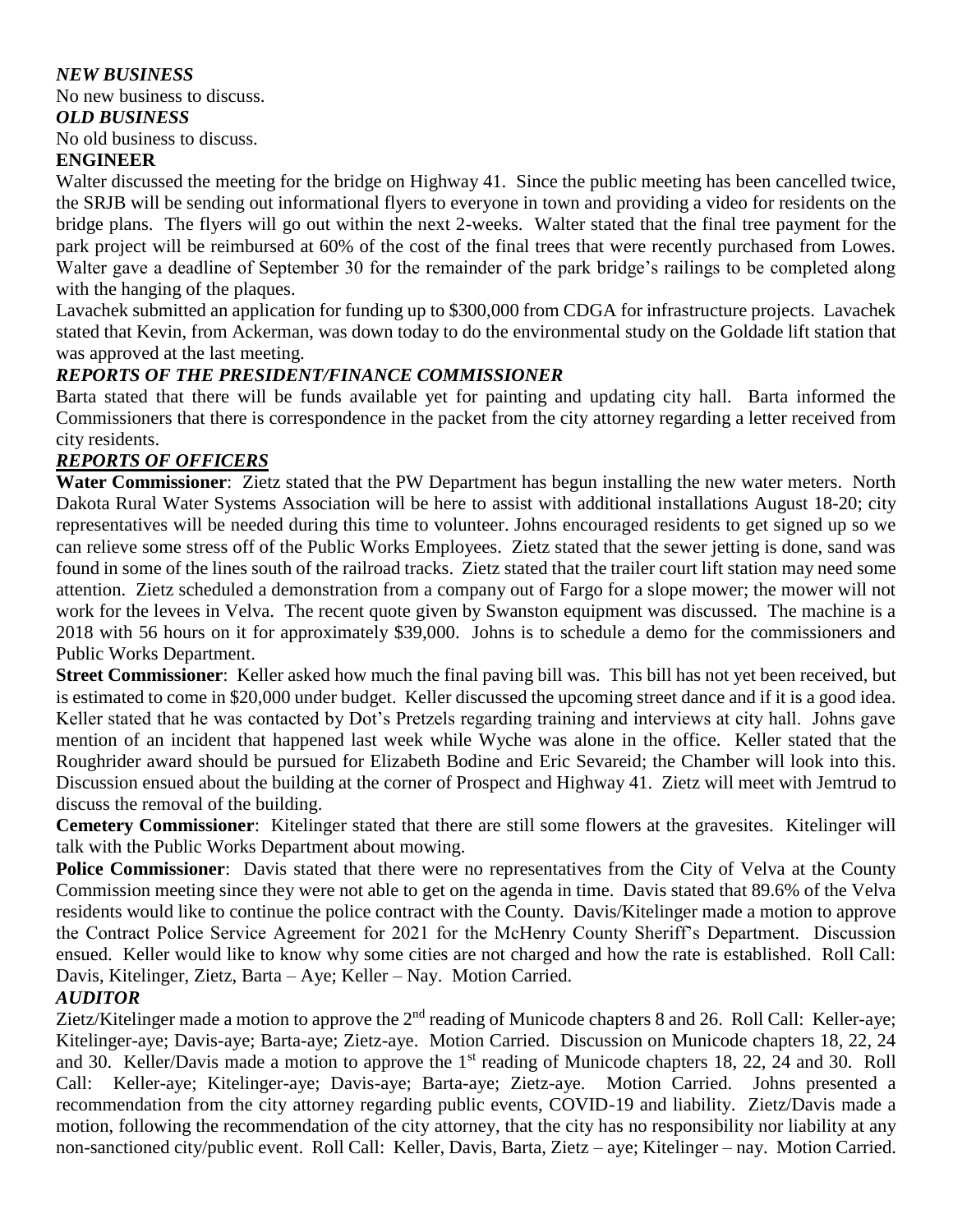***NEW BUSINESS***

No new business to discuss.

***OLD BUSINESS***

No old business to discuss.

**ENGINEER**

Walter discussed the meeting for the bridge on Highway 41. Since the public meeting has been cancelled twice, the SRJB will be sending out informational flyers to everyone in town and providing a video for residents on the bridge plans. The flyers will go out within the next 2-weeks. Walter stated that the final tree payment for the park project will be reimbursed at 60% of the cost of the final trees that were recently purchased from Lowes. Walter gave a deadline of September 30 for the remainder of the park bridge's railings to be completed along with the hanging of the plaques.

Lavachek submitted an application for funding up to $300,000 from CDGA for infrastructure projects. Lavachek stated that Kevin, from Ackerman, was down today to do the environmental study on the Goldade lift station that was approved at the last meeting.

***REPORTS OF THE PRESIDENT/FINANCE COMMISSIONER***

Barta stated that there will be funds available yet for painting and updating city hall. Barta informed the Commissioners that there is correspondence in the packet from the city attorney regarding a letter received from city residents.

***REPORTS OF OFFICERS***

**Water Commissioner**: Zietz stated that the PW Department has begun installing the new water meters. North Dakota Rural Water Systems Association will be here to assist with additional installations August 18-20; city representatives will be needed during this time to volunteer. Johns encouraged residents to get signed up so we can relieve some stress off of the Public Works Employees. Zietz stated that the sewer jetting is done, sand was found in some of the lines south of the railroad tracks. Zietz stated that the trailer court lift station may need some attention. Zietz scheduled a demonstration from a company out of Fargo for a slope mower; the mower will not work for the levees in Velva. The recent quote given by Swanston equipment was discussed. The machine is a 2018 with 56 hours on it for approximately $39,000. Johns is to schedule a demo for the commissioners and Public Works Department.

**Street Commissioner**: Keller asked how much the final paving bill was. This bill has not yet been received, but is estimated to come in $20,000 under budget. Keller discussed the upcoming street dance and if it is a good idea. Keller stated that he was contacted by Dot's Pretzels regarding training and interviews at city hall. Johns gave mention of an incident that happened last week while Wyche was alone in the office. Keller stated that the Roughrider award should be pursued for Elizabeth Bodine and Eric Sevareid; the Chamber will look into this. Discussion ensued about the building at the corner of Prospect and Highway 41. Zietz will meet with Jemtrud to discuss the removal of the building.

**Cemetery Commissioner**: Kitelinger stated that there are still some flowers at the gravesites. Kitelinger will talk with the Public Works Department about mowing.

**Police Commissioner**: Davis stated that there were no representatives from the City of Velva at the County Commission meeting since they were not able to get on the agenda in time. Davis stated that 89.6% of the Velva residents would like to continue the police contract with the County. Davis/Kitelinger made a motion to approve the Contract Police Service Agreement for 2021 for the McHenry County Sheriff's Department. Discussion ensued. Keller would like to know why some cities are not charged and how the rate is established. Roll Call: Davis, Kitelinger, Zietz, Barta – Aye; Keller – Nay. Motion Carried.

***AUDITOR***

Zietz/Kitelinger made a motion to approve the 2nd reading of Municode chapters 8 and 26. Roll Call: Keller-aye; Kitelinger-aye; Davis-aye; Barta-aye; Zietz-aye. Motion Carried. Discussion on Municode chapters 18, 22, 24 and 30. Keller/Davis made a motion to approve the 1st reading of Municode chapters 18, 22, 24 and 30. Roll Call: Keller-aye; Kitelinger-aye; Davis-aye; Barta-aye; Zietz-aye. Motion Carried. Johns presented a recommendation from the city attorney regarding public events, COVID-19 and liability. Zietz/Davis made a motion, following the recommendation of the city attorney, that the city has no responsibility nor liability at any non-sanctioned city/public event. Roll Call: Keller, Davis, Barta, Zietz – aye; Kitelinger – nay. Motion Carried.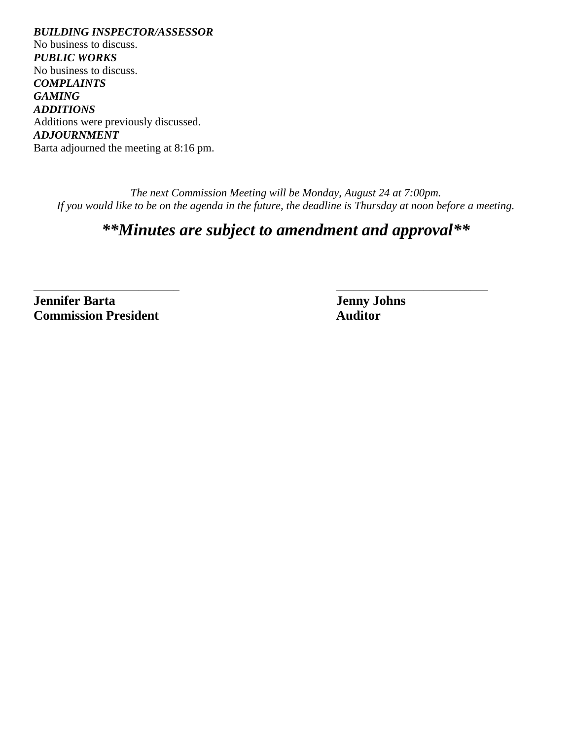***BUILDING INSPECTOR/ASSESSOR***
No business to discuss.
***PUBLIC WORKS***
No business to discuss.
***COMPLAINTS***
***GAMING***
***ADDITIONS***
Additions were previously discussed.
***ADJOURNMENT***
Barta adjourned the meeting at 8:16 pm.

*The next Commission Meeting will be Monday, August 24 at 7:00pm.*
*If you would like to be on the agenda in the future, the deadline is Thursday at noon before a meeting.*

## ***\*\*Minutes are subject to amendment and approval\*\****

| | |
|---|---|
| \_\_\_\_\_\_\_\_\_\_\_\_\_\_\_\_\_\_\_\_\_\_\_\_ | \_\_\_\_\_\_\_\_\_\_\_\_\_\_\_\_\_\_\_\_\_\_\_\_\_ |
| **Jennifer Barta** | **Jenny Johns** |
| **Commission President** | **Auditor** |